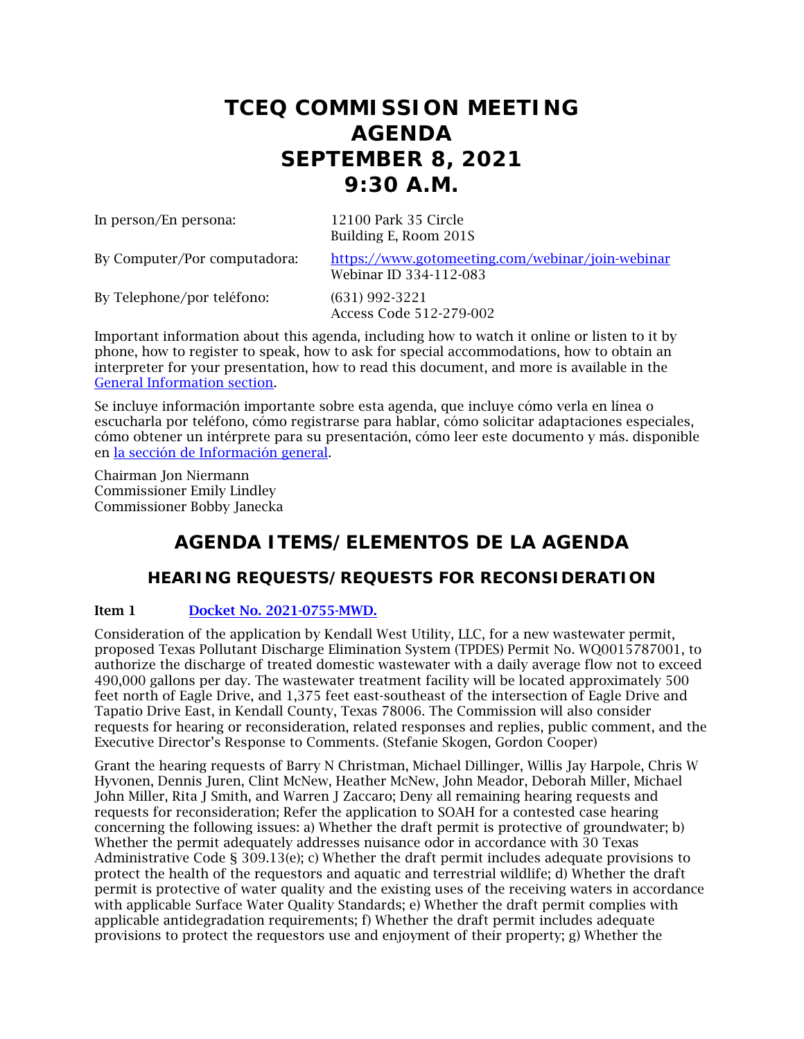# TCEQ COMMISSION MEETING AGENDA SEPTEMBER 8, 2021 9:30 A.M.

In person/En persona: 12100 Park 35 Circle
Building E, Room 201S

By Computer/Por computadora: [https://www.gotomeeting.com/webinar/join-webinar](https://www.gotomeeting.com/webinar/join-webinar)
Webinar ID 334-112-083

By Telephone/por teléfono: (631) 992-3221
Access Code 512-279-002

Important information about this agenda, including how to watch it online or listen to it by phone, how to register to speak, how to ask for special accommodations, how to obtain an interpreter for your presentation, how to read this document, and more is available in the [General Information section](#).

Se incluye información importante sobre esta agenda, que incluye cómo verla en línea o escucharla por teléfono, cómo registrarse para hablar, cómo solicitar adaptaciones especiales, cómo obtener un intérprete para su presentación, cómo leer este documento y más. disponible en [la sección de Información general](#).

Chairman Jon Niermann
Commissioner Emily Lindley
Commissioner Bobby Janecka

## AGENDA ITEMS/ELEMENTOS DE LA AGENDA

### HEARING REQUESTS/REQUESTS FOR RECONSIDERATION

**Item 1** [Docket No. 2021-0755-MWD.](#)

Consideration of the application by Kendall West Utility, LLC, for a new wastewater permit, proposed Texas Pollutant Discharge Elimination System (TPDES) Permit No. WQ0015787001, to authorize the discharge of treated domestic wastewater with a daily average flow not to exceed 490,000 gallons per day. The wastewater treatment facility will be located approximately 500 feet north of Eagle Drive, and 1,375 feet east-southeast of the intersection of Eagle Drive and Tapatio Drive East, in Kendall County, Texas 78006. The Commission will also consider requests for hearing or reconsideration, related responses and replies, public comment, and the Executive Director's Response to Comments. (Stefanie Skogen, Gordon Cooper)

Grant the hearing requests of Barry N Christman, Michael Dillinger, Willis Jay Harpole, Chris W Hyvonen, Dennis Juren, Clint McNew, Heather McNew, John Meador, Deborah Miller, Michael John Miller, Rita J Smith, and Warren J Zaccaro; Deny all remaining hearing requests and requests for reconsideration; Refer the application to SOAH for a contested case hearing concerning the following issues: a) Whether the draft permit is protective of groundwater; b) Whether the permit adequately addresses nuisance odor in accordance with 30 Texas Administrative Code § 309.13(e); c) Whether the draft permit includes adequate provisions to protect the health of the requestors and aquatic and terrestrial wildlife; d) Whether the draft permit is protective of water quality and the existing uses of the receiving waters in accordance with applicable Surface Water Quality Standards; e) Whether the draft permit complies with applicable antidegradation requirements; f) Whether the draft permit includes adequate provisions to protect the requestors use and enjoyment of their property; g) Whether the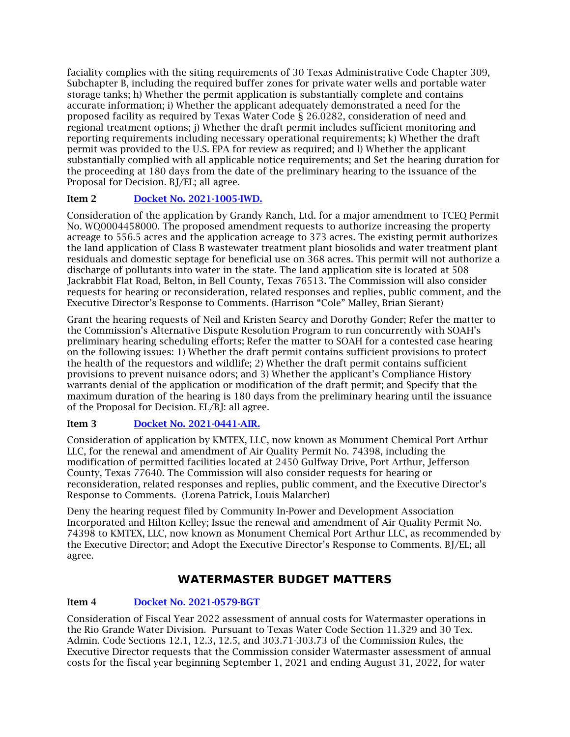faciality complies with the siting requirements of 30 Texas Administrative Code Chapter 309, Subchapter B, including the required buffer zones for private water wells and portable water storage tanks; h) Whether the permit application is substantially complete and contains accurate information; i) Whether the applicant adequately demonstrated a need for the proposed facility as required by Texas Water Code § 26.0282, consideration of need and regional treatment options; j) Whether the draft permit includes sufficient monitoring and reporting requirements including necessary operational requirements; k) Whether the draft permit was provided to the U.S. EPA for review as required; and l) Whether the applicant substantially complied with all applicable notice requirements; and Set the hearing duration for the proceeding at 180 days from the date of the preliminary hearing to the issuance of the Proposal for Decision. BJ/EL; all agree.

**Item 2 [Docket No. 2021-1005-IWD.]**

Consideration of the application by Grandy Ranch, Ltd. for a major amendment to TCEQ Permit No. WQ0004458000. The proposed amendment requests to authorize increasing the property acreage to 556.5 acres and the application acreage to 373 acres. The existing permit authorizes the land application of Class B wastewater treatment plant biosolids and water treatment plant residuals and domestic septage for beneficial use on 368 acres. This permit will not authorize a discharge of pollutants into water in the state. The land application site is located at 508 Jackrabbit Flat Road, Belton, in Bell County, Texas 76513. The Commission will also consider requests for hearing or reconsideration, related responses and replies, public comment, and the Executive Director's Response to Comments. (Harrison "Cole" Malley, Brian Sierant)

Grant the hearing requests of Neil and Kristen Searcy and Dorothy Gonder; Refer the matter to the Commission's Alternative Dispute Resolution Program to run concurrently with SOAH's preliminary hearing scheduling efforts; Refer the matter to SOAH for a contested case hearing on the following issues: 1) Whether the draft permit contains sufficient provisions to protect the health of the requestors and wildlife; 2) Whether the draft permit contains sufficient provisions to prevent nuisance odors; and 3) Whether the applicant's Compliance History warrants denial of the application or modification of the draft permit; and Specify that the maximum duration of the hearing is 180 days from the preliminary hearing until the issuance of the Proposal for Decision. EL/BJ: all agree.

**Item 3 [Docket No. 2021-0441-AIR.]**

Consideration of application by KMTEX, LLC, now known as Monument Chemical Port Arthur LLC, for the renewal and amendment of Air Quality Permit No. 74398, including the modification of permitted facilities located at 2450 Gulfway Drive, Port Arthur, Jefferson County, Texas 77640. The Commission will also consider requests for hearing or reconsideration, related responses and replies, public comment, and the Executive Director's Response to Comments. (Lorena Patrick, Louis Malarcher)

Deny the hearing request filed by Community In-Power and Development Association Incorporated and Hilton Kelley; Issue the renewal and amendment of Air Quality Permit No. 74398 to KMTEX, LLC, now known as Monument Chemical Port Arthur LLC, as recommended by the Executive Director; and Adopt the Executive Director's Response to Comments. BJ/EL; all agree.

## WATERMASTER BUDGET MATTERS

**Item 4 [Docket No. 2021-0579-BGT]**

Consideration of Fiscal Year 2022 assessment of annual costs for Watermaster operations in the Rio Grande Water Division. Pursuant to Texas Water Code Section 11.329 and 30 Tex. Admin. Code Sections 12.1, 12.3, 12.5, and 303.71-303.73 of the Commission Rules, the Executive Director requests that the Commission consider Watermaster assessment of annual costs for the fiscal year beginning September 1, 2021 and ending August 31, 2022, for water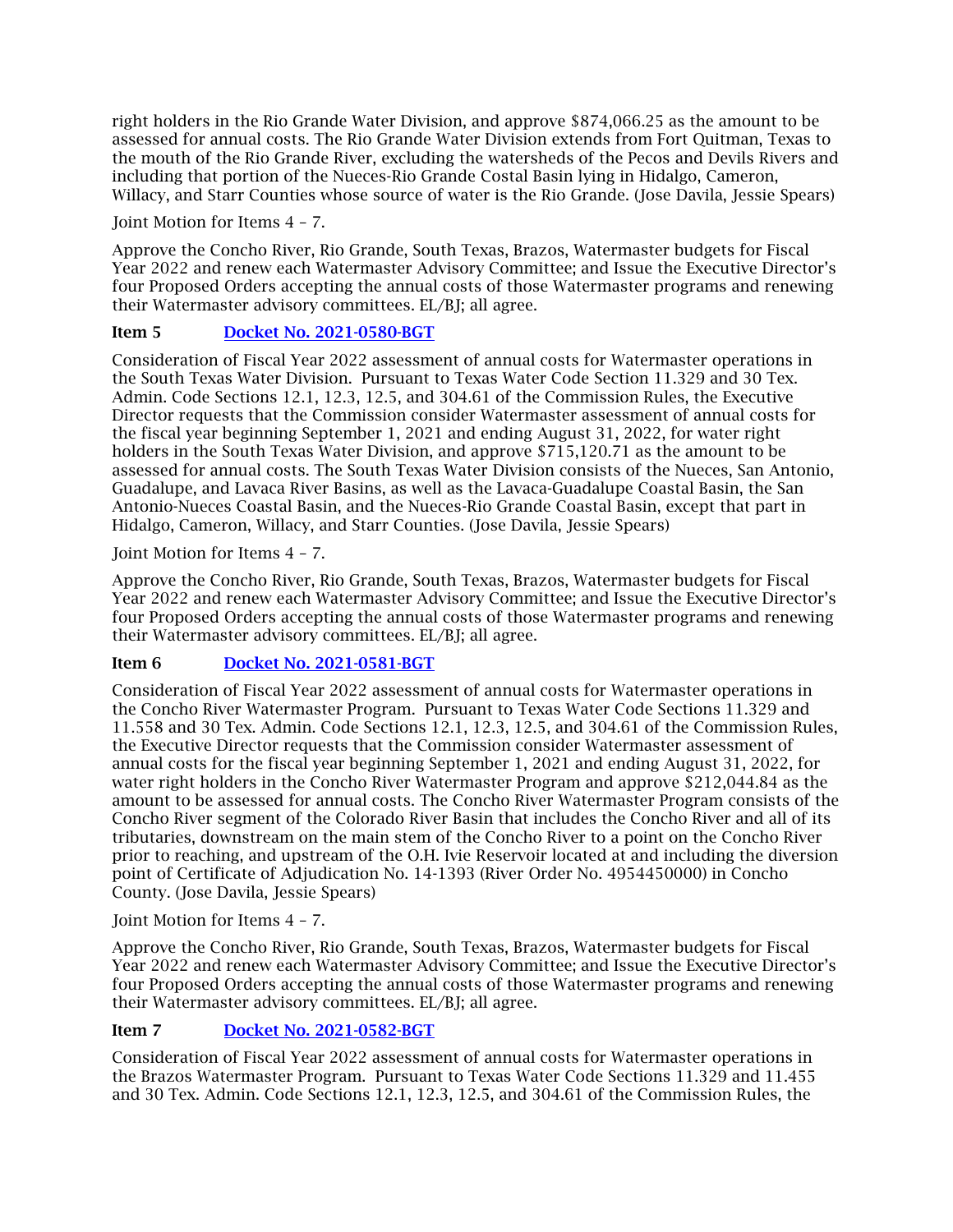right holders in the Rio Grande Water Division, and approve $874,066.25 as the amount to be assessed for annual costs. The Rio Grande Water Division extends from Fort Quitman, Texas to the mouth of the Rio Grande River, excluding the watersheds of the Pecos and Devils Rivers and including that portion of the Nueces-Rio Grande Costal Basin lying in Hidalgo, Cameron, Willacy, and Starr Counties whose source of water is the Rio Grande. (Jose Davila, Jessie Spears)

Joint Motion for Items 4 – 7.

Approve the Concho River, Rio Grande, South Texas, Brazos, Watermaster budgets for Fiscal Year 2022 and renew each Watermaster Advisory Committee; and Issue the Executive Director's four Proposed Orders accepting the annual costs of those Watermaster programs and renewing their Watermaster advisory committees. EL/BJ; all agree.

**Item 5** [Docket No. 2021-0580-BGT]

Consideration of Fiscal Year 2022 assessment of annual costs for Watermaster operations in the South Texas Water Division. Pursuant to Texas Water Code Section 11.329 and 30 Tex. Admin. Code Sections 12.1, 12.3, 12.5, and 304.61 of the Commission Rules, the Executive Director requests that the Commission consider Watermaster assessment of annual costs for the fiscal year beginning September 1, 2021 and ending August 31, 2022, for water right holders in the South Texas Water Division, and approve $715,120.71 as the amount to be assessed for annual costs. The South Texas Water Division consists of the Nueces, San Antonio, Guadalupe, and Lavaca River Basins, as well as the Lavaca-Guadalupe Coastal Basin, the San Antonio-Nueces Coastal Basin, and the Nueces-Rio Grande Coastal Basin, except that part in Hidalgo, Cameron, Willacy, and Starr Counties. (Jose Davila, Jessie Spears)

Joint Motion for Items 4 – 7.

Approve the Concho River, Rio Grande, South Texas, Brazos, Watermaster budgets for Fiscal Year 2022 and renew each Watermaster Advisory Committee; and Issue the Executive Director's four Proposed Orders accepting the annual costs of those Watermaster programs and renewing their Watermaster advisory committees. EL/BJ; all agree.

**Item 6** [Docket No. 2021-0581-BGT]

Consideration of Fiscal Year 2022 assessment of annual costs for Watermaster operations in the Concho River Watermaster Program. Pursuant to Texas Water Code Sections 11.329 and 11.558 and 30 Tex. Admin. Code Sections 12.1, 12.3, 12.5, and 304.61 of the Commission Rules, the Executive Director requests that the Commission consider Watermaster assessment of annual costs for the fiscal year beginning September 1, 2021 and ending August 31, 2022, for water right holders in the Concho River Watermaster Program and approve $212,044.84 as the amount to be assessed for annual costs. The Concho River Watermaster Program consists of the Concho River segment of the Colorado River Basin that includes the Concho River and all of its tributaries, downstream on the main stem of the Concho River to a point on the Concho River prior to reaching, and upstream of the O.H. Ivie Reservoir located at and including the diversion point of Certificate of Adjudication No. 14-1393 (River Order No. 4954450000) in Concho County. (Jose Davila, Jessie Spears)

Joint Motion for Items 4 – 7.

Approve the Concho River, Rio Grande, South Texas, Brazos, Watermaster budgets for Fiscal Year 2022 and renew each Watermaster Advisory Committee; and Issue the Executive Director's four Proposed Orders accepting the annual costs of those Watermaster programs and renewing their Watermaster advisory committees. EL/BJ; all agree.

**Item 7** [Docket No. 2021-0582-BGT]

Consideration of Fiscal Year 2022 assessment of annual costs for Watermaster operations in the Brazos Watermaster Program. Pursuant to Texas Water Code Sections 11.329 and 11.455 and 30 Tex. Admin. Code Sections 12.1, 12.3, 12.5, and 304.61 of the Commission Rules, the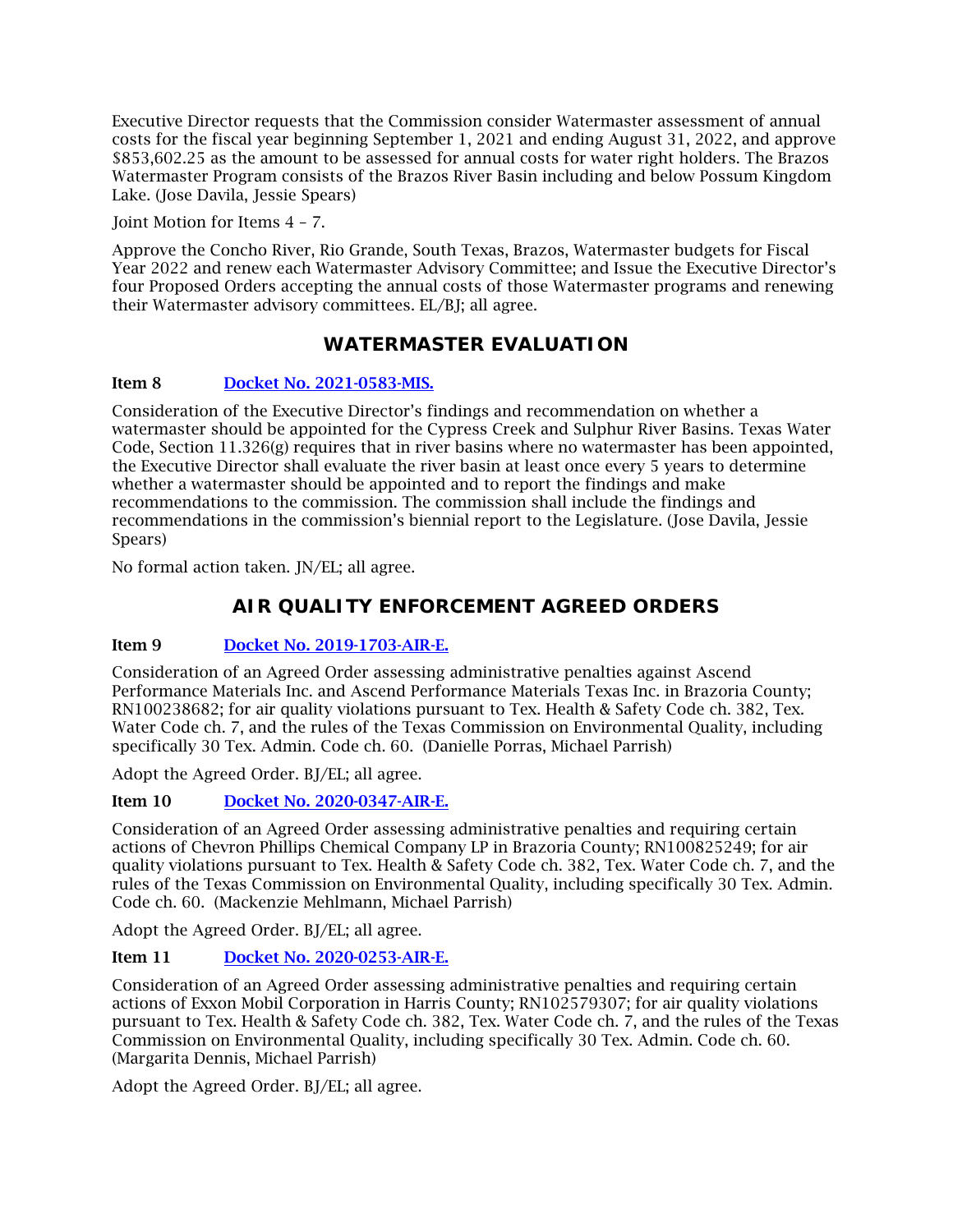Executive Director requests that the Commission consider Watermaster assessment of annual costs for the fiscal year beginning September 1, 2021 and ending August 31, 2022, and approve $853,602.25 as the amount to be assessed for annual costs for water right holders. The Brazos Watermaster Program consists of the Brazos River Basin including and below Possum Kingdom Lake. (Jose Davila, Jessie Spears)

Joint Motion for Items 4 – 7.

Approve the Concho River, Rio Grande, South Texas, Brazos, Watermaster budgets for Fiscal Year 2022 and renew each Watermaster Advisory Committee; and Issue the Executive Director's four Proposed Orders accepting the annual costs of those Watermaster programs and renewing their Watermaster advisory committees. EL/BJ; all agree.

## WATERMASTER EVALUATION

**Item 8** [Docket No. 2021-0583-MIS.]()

Consideration of the Executive Director's findings and recommendation on whether a watermaster should be appointed for the Cypress Creek and Sulphur River Basins. Texas Water Code, Section 11.326(g) requires that in river basins where no watermaster has been appointed, the Executive Director shall evaluate the river basin at least once every 5 years to determine whether a watermaster should be appointed and to report the findings and make recommendations to the commission. The commission shall include the findings and recommendations in the commission's biennial report to the Legislature. (Jose Davila, Jessie Spears)

No formal action taken. JN/EL; all agree.

## AIR QUALITY ENFORCEMENT AGREED ORDERS

**Item 9** [Docket No. 2019-1703-AIR-E.]()

Consideration of an Agreed Order assessing administrative penalties against Ascend Performance Materials Inc. and Ascend Performance Materials Texas Inc. in Brazoria County; RN100238682; for air quality violations pursuant to Tex. Health & Safety Code ch. 382, Tex. Water Code ch. 7, and the rules of the Texas Commission on Environmental Quality, including specifically 30 Tex. Admin. Code ch. 60. (Danielle Porras, Michael Parrish)

Adopt the Agreed Order. BJ/EL; all agree.

**Item 10** [Docket No. 2020-0347-AIR-E.]()

Consideration of an Agreed Order assessing administrative penalties and requiring certain actions of Chevron Phillips Chemical Company LP in Brazoria County; RN100825249; for air quality violations pursuant to Tex. Health & Safety Code ch. 382, Tex. Water Code ch. 7, and the rules of the Texas Commission on Environmental Quality, including specifically 30 Tex. Admin. Code ch. 60. (Mackenzie Mehlmann, Michael Parrish)

Adopt the Agreed Order. BJ/EL; all agree.

**Item 11** [Docket No. 2020-0253-AIR-E.]()

Consideration of an Agreed Order assessing administrative penalties and requiring certain actions of Exxon Mobil Corporation in Harris County; RN102579307; for air quality violations pursuant to Tex. Health & Safety Code ch. 382, Tex. Water Code ch. 7, and the rules of the Texas Commission on Environmental Quality, including specifically 30 Tex. Admin. Code ch. 60. (Margarita Dennis, Michael Parrish)

Adopt the Agreed Order. BJ/EL; all agree.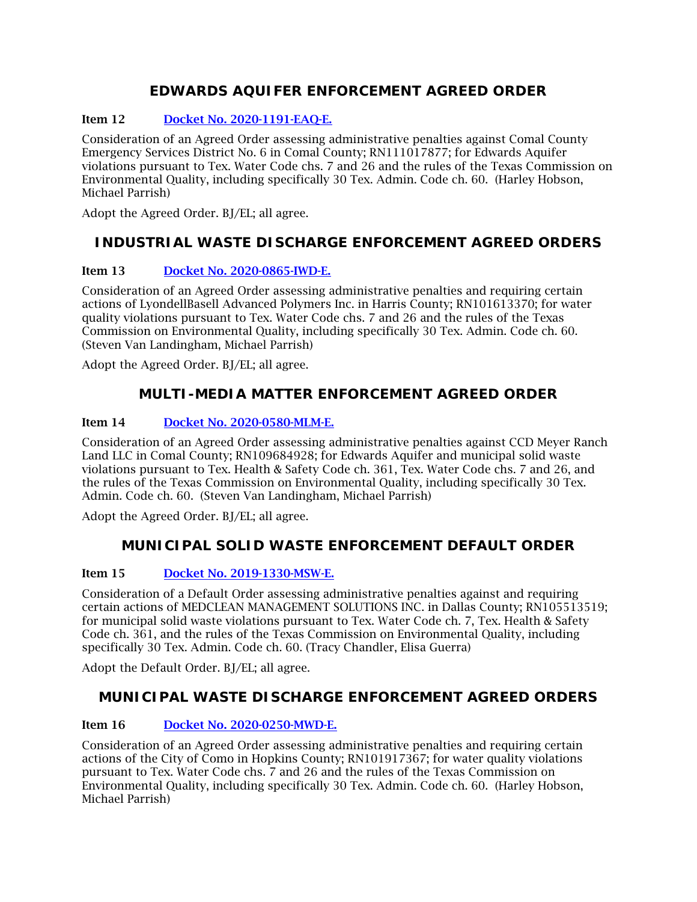## EDWARDS AQUIFER ENFORCEMENT AGREED ORDER

**Item 12** [Docket No. 2020-1191-EAQ-E.]

Consideration of an Agreed Order assessing administrative penalties against Comal County Emergency Services District No. 6 in Comal County; RN111017877; for Edwards Aquifer violations pursuant to Tex. Water Code chs. 7 and 26 and the rules of the Texas Commission on Environmental Quality, including specifically 30 Tex. Admin. Code ch. 60. (Harley Hobson, Michael Parrish)

Adopt the Agreed Order. BJ/EL; all agree.

## INDUSTRIAL WASTE DISCHARGE ENFORCEMENT AGREED ORDERS

**Item 13** [Docket No. 2020-0865-IWD-E.]

Consideration of an Agreed Order assessing administrative penalties and requiring certain actions of LyondellBasell Advanced Polymers Inc. in Harris County; RN101613370; for water quality violations pursuant to Tex. Water Code chs. 7 and 26 and the rules of the Texas Commission on Environmental Quality, including specifically 30 Tex. Admin. Code ch. 60. (Steven Van Landingham, Michael Parrish)

Adopt the Agreed Order. BJ/EL; all agree.

## MULTI-MEDIA MATTER ENFORCEMENT AGREED ORDER

**Item 14** [Docket No. 2020-0580-MLM-E.]

Consideration of an Agreed Order assessing administrative penalties against CCD Meyer Ranch Land LLC in Comal County; RN109684928; for Edwards Aquifer and municipal solid waste violations pursuant to Tex. Health & Safety Code ch. 361, Tex. Water Code chs. 7 and 26, and the rules of the Texas Commission on Environmental Quality, including specifically 30 Tex. Admin. Code ch. 60. (Steven Van Landingham, Michael Parrish)

Adopt the Agreed Order. BJ/EL; all agree.

## MUNICIPAL SOLID WASTE ENFORCEMENT DEFAULT ORDER

**Item 15** [Docket No. 2019-1330-MSW-E.]

Consideration of a Default Order assessing administrative penalties against and requiring certain actions of MEDCLEAN MANAGEMENT SOLUTIONS INC. in Dallas County; RN105513519; for municipal solid waste violations pursuant to Tex. Water Code ch. 7, Tex. Health & Safety Code ch. 361, and the rules of the Texas Commission on Environmental Quality, including specifically 30 Tex. Admin. Code ch. 60. (Tracy Chandler, Elisa Guerra)

Adopt the Default Order. BJ/EL; all agree.

## MUNICIPAL WASTE DISCHARGE ENFORCEMENT AGREED ORDERS

**Item 16** [Docket No. 2020-0250-MWD-E.]

Consideration of an Agreed Order assessing administrative penalties and requiring certain actions of the City of Como in Hopkins County; RN101917367; for water quality violations pursuant to Tex. Water Code chs. 7 and 26 and the rules of the Texas Commission on Environmental Quality, including specifically 30 Tex. Admin. Code ch. 60. (Harley Hobson, Michael Parrish)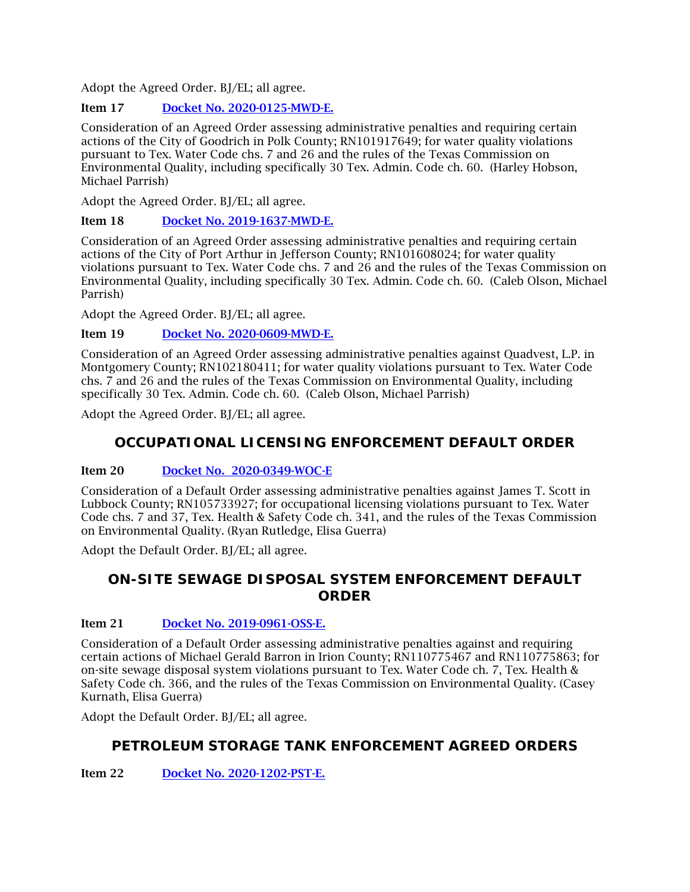Adopt the Agreed Order. BJ/EL; all agree.

**Item 17** [Docket No. 2020-0125-MWD-E.]

Consideration of an Agreed Order assessing administrative penalties and requiring certain actions of the City of Goodrich in Polk County; RN101917649; for water quality violations pursuant to Tex. Water Code chs. 7 and 26 and the rules of the Texas Commission on Environmental Quality, including specifically 30 Tex. Admin. Code ch. 60. (Harley Hobson, Michael Parrish)

Adopt the Agreed Order. BJ/EL; all agree.

**Item 18** [Docket No. 2019-1637-MWD-E.]

Consideration of an Agreed Order assessing administrative penalties and requiring certain actions of the City of Port Arthur in Jefferson County; RN101608024; for water quality violations pursuant to Tex. Water Code chs. 7 and 26 and the rules of the Texas Commission on Environmental Quality, including specifically 30 Tex. Admin. Code ch. 60. (Caleb Olson, Michael Parrish)

Adopt the Agreed Order. BJ/EL; all agree.

**Item 19** [Docket No. 2020-0609-MWD-E.]

Consideration of an Agreed Order assessing administrative penalties against Quadvest, L.P. in Montgomery County; RN102180411; for water quality violations pursuant to Tex. Water Code chs. 7 and 26 and the rules of the Texas Commission on Environmental Quality, including specifically 30 Tex. Admin. Code ch. 60. (Caleb Olson, Michael Parrish)

Adopt the Agreed Order. BJ/EL; all agree.

## OCCUPATIONAL LICENSING ENFORCEMENT DEFAULT ORDER

**Item 20** [Docket No. 2020-0349-WOC-E]

Consideration of a Default Order assessing administrative penalties against James T. Scott in Lubbock County; RN105733927; for occupational licensing violations pursuant to Tex. Water Code chs. 7 and 37, Tex. Health & Safety Code ch. 341, and the rules of the Texas Commission on Environmental Quality. (Ryan Rutledge, Elisa Guerra)

Adopt the Default Order. BJ/EL; all agree.

## ON-SITE SEWAGE DISPOSAL SYSTEM ENFORCEMENT DEFAULT ORDER

**Item 21** [Docket No. 2019-0961-OSS-E.]

Consideration of a Default Order assessing administrative penalties against and requiring certain actions of Michael Gerald Barron in Irion County; RN110775467 and RN110775863; for on-site sewage disposal system violations pursuant to Tex. Water Code ch. 7, Tex. Health & Safety Code ch. 366, and the rules of the Texas Commission on Environmental Quality. (Casey Kurnath, Elisa Guerra)

Adopt the Default Order. BJ/EL; all agree.

## PETROLEUM STORAGE TANK ENFORCEMENT AGREED ORDERS

**Item 22** [Docket No. 2020-1202-PST-E.]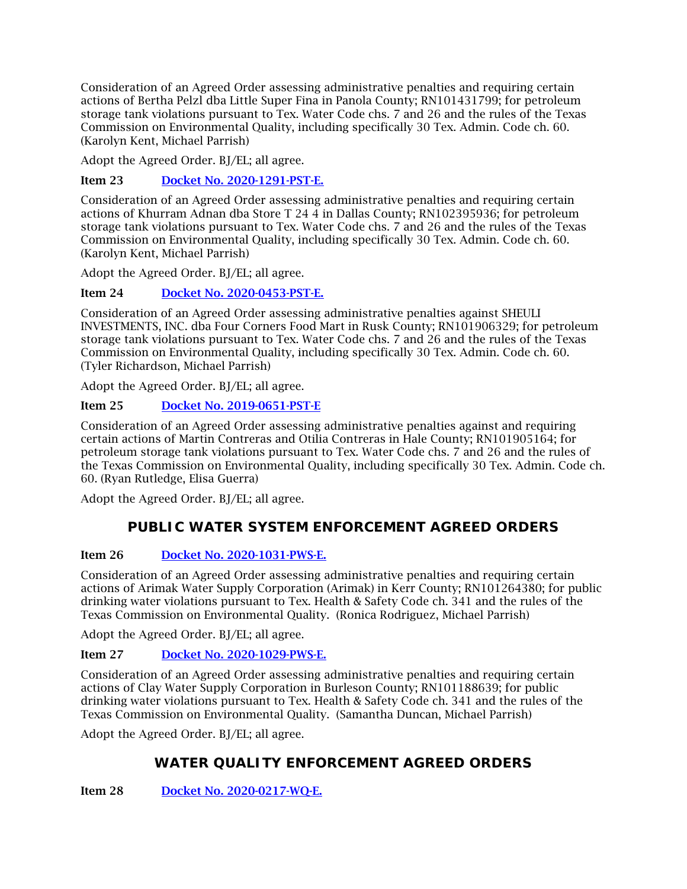Consideration of an Agreed Order assessing administrative penalties and requiring certain actions of Bertha Pelzl dba Little Super Fina in Panola County; RN101431799; for petroleum storage tank violations pursuant to Tex. Water Code chs. 7 and 26 and the rules of the Texas Commission on Environmental Quality, including specifically 30 Tex. Admin. Code ch. 60. (Karolyn Kent, Michael Parrish)

Adopt the Agreed Order. BJ/EL; all agree.

**Item 23** [Docket No. 2020-1291-PST-E.]

Consideration of an Agreed Order assessing administrative penalties and requiring certain actions of Khurram Adnan dba Store T 24 4 in Dallas County; RN102395936; for petroleum storage tank violations pursuant to Tex. Water Code chs. 7 and 26 and the rules of the Texas Commission on Environmental Quality, including specifically 30 Tex. Admin. Code ch. 60. (Karolyn Kent, Michael Parrish)

Adopt the Agreed Order. BJ/EL; all agree.

**Item 24** [Docket No. 2020-0453-PST-E.]

Consideration of an Agreed Order assessing administrative penalties against SHEULI INVESTMENTS, INC. dba Four Corners Food Mart in Rusk County; RN101906329; for petroleum storage tank violations pursuant to Tex. Water Code chs. 7 and 26 and the rules of the Texas Commission on Environmental Quality, including specifically 30 Tex. Admin. Code ch. 60. (Tyler Richardson, Michael Parrish)

Adopt the Agreed Order. BJ/EL; all agree.

**Item 25** [Docket No. 2019-0651-PST-E]

Consideration of an Agreed Order assessing administrative penalties against and requiring certain actions of Martin Contreras and Otilia Contreras in Hale County; RN101905164; for petroleum storage tank violations pursuant to Tex. Water Code chs. 7 and 26 and the rules of the Texas Commission on Environmental Quality, including specifically 30 Tex. Admin. Code ch. 60. (Ryan Rutledge, Elisa Guerra)

Adopt the Agreed Order. BJ/EL; all agree.

## PUBLIC WATER SYSTEM ENFORCEMENT AGREED ORDERS

**Item 26** [Docket No. 2020-1031-PWS-E.]

Consideration of an Agreed Order assessing administrative penalties and requiring certain actions of Arimak Water Supply Corporation (Arimak) in Kerr County; RN101264380; for public drinking water violations pursuant to Tex. Health & Safety Code ch. 341 and the rules of the Texas Commission on Environmental Quality. (Ronica Rodriguez, Michael Parrish)

Adopt the Agreed Order. BJ/EL; all agree.

**Item 27** [Docket No. 2020-1029-PWS-E.]

Consideration of an Agreed Order assessing administrative penalties and requiring certain actions of Clay Water Supply Corporation in Burleson County; RN101188639; for public drinking water violations pursuant to Tex. Health & Safety Code ch. 341 and the rules of the Texas Commission on Environmental Quality. (Samantha Duncan, Michael Parrish)

Adopt the Agreed Order. BJ/EL; all agree.

## WATER QUALITY ENFORCEMENT AGREED ORDERS

**Item 28** [Docket No. 2020-0217-WQ-E.]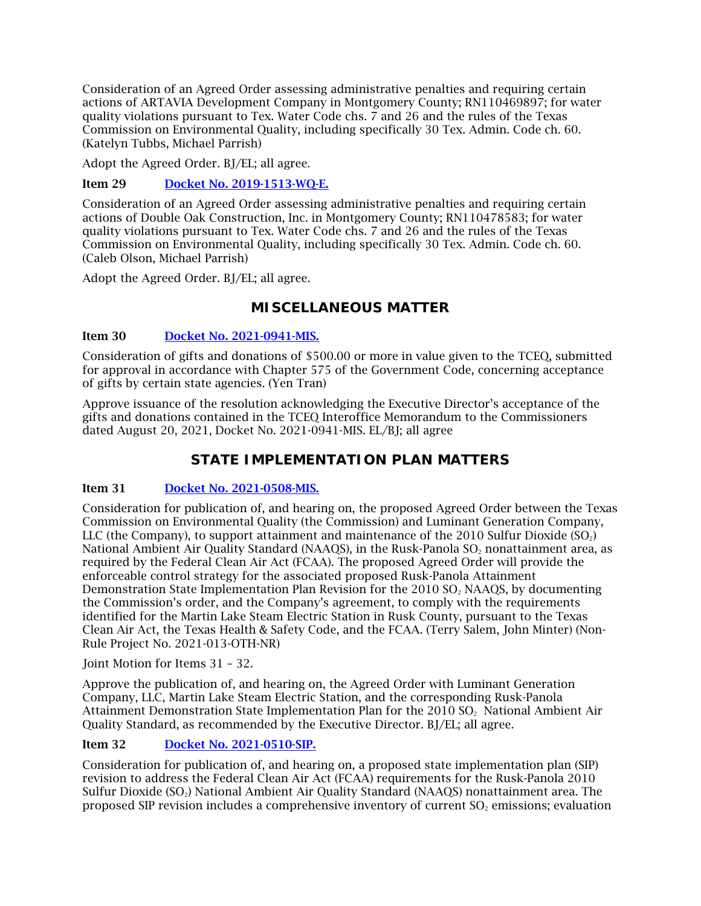Consideration of an Agreed Order assessing administrative penalties and requiring certain actions of ARTAVIA Development Company in Montgomery County; RN110469897; for water quality violations pursuant to Tex. Water Code chs. 7 and 26 and the rules of the Texas Commission on Environmental Quality, including specifically 30 Tex. Admin. Code ch. 60. (Katelyn Tubbs, Michael Parrish)

Adopt the Agreed Order. BJ/EL; all agree.

**Item 29** [Docket No. 2019-1513-WQ-E.]()

Consideration of an Agreed Order assessing administrative penalties and requiring certain actions of Double Oak Construction, Inc. in Montgomery County; RN110478583; for water quality violations pursuant to Tex. Water Code chs. 7 and 26 and the rules of the Texas Commission on Environmental Quality, including specifically 30 Tex. Admin. Code ch. 60. (Caleb Olson, Michael Parrish)

Adopt the Agreed Order. BJ/EL; all agree.

## MISCELLANEOUS MATTER

**Item 30** [Docket No. 2021-0941-MIS.]()

Consideration of gifts and donations of $500.00 or more in value given to the TCEQ, submitted for approval in accordance with Chapter 575 of the Government Code, concerning acceptance of gifts by certain state agencies. (Yen Tran)

Approve issuance of the resolution acknowledging the Executive Director's acceptance of the gifts and donations contained in the TCEQ Interoffice Memorandum to the Commissioners dated August 20, 2021, Docket No. 2021-0941-MIS. EL/BJ; all agree

## STATE IMPLEMENTATION PLAN MATTERS

**Item 31** [Docket No. 2021-0508-MIS.]()

Consideration for publication of, and hearing on, the proposed Agreed Order between the Texas Commission on Environmental Quality (the Commission) and Luminant Generation Company, LLC (the Company), to support attainment and maintenance of the 2010 Sulfur Dioxide ($SO_2$) National Ambient Air Quality Standard (NAAQS), in the Rusk-Panola $SO_2$ nonattainment area, as required by the Federal Clean Air Act (FCAA). The proposed Agreed Order will provide the enforceable control strategy for the associated proposed Rusk-Panola Attainment Demonstration State Implementation Plan Revision for the 2010 $SO_2$ NAAQS, by documenting the Commission's order, and the Company's agreement, to comply with the requirements identified for the Martin Lake Steam Electric Station in Rusk County, pursuant to the Texas Clean Air Act, the Texas Health & Safety Code, and the FCAA. (Terry Salem, John Minter) (Non-Rule Project No. 2021-013-OTH-NR)

Joint Motion for Items 31 – 32.

Approve the publication of, and hearing on, the Agreed Order with Luminant Generation Company, LLC, Martin Lake Steam Electric Station, and the corresponding Rusk-Panola Attainment Demonstration State Implementation Plan for the 2010 $SO_2$ National Ambient Air Quality Standard, as recommended by the Executive Director. BJ/EL; all agree.

**Item 32** [Docket No. 2021-0510-SIP.]()

Consideration for publication of, and hearing on, a proposed state implementation plan (SIP) revision to address the Federal Clean Air Act (FCAA) requirements for the Rusk-Panola 2010 Sulfur Dioxide ($SO_2$) National Ambient Air Quality Standard (NAAQS) nonattainment area. The proposed SIP revision includes a comprehensive inventory of current $SO_2$ emissions; evaluation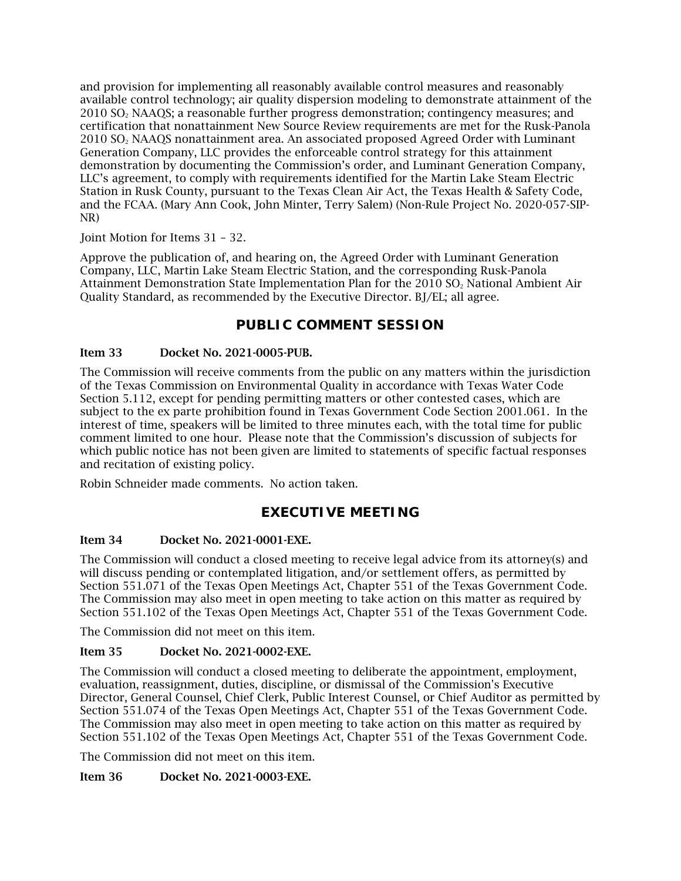and provision for implementing all reasonably available control measures and reasonably available control technology; air quality dispersion modeling to demonstrate attainment of the 2010 $SO_2$ NAAQS; a reasonable further progress demonstration; contingency measures; and certification that nonattainment New Source Review requirements are met for the Rusk-Panola 2010 $SO_2$ NAAQS nonattainment area. An associated proposed Agreed Order with Luminant Generation Company, LLC provides the enforceable control strategy for this attainment demonstration by documenting the Commission's order, and Luminant Generation Company, LLC's agreement, to comply with requirements identified for the Martin Lake Steam Electric Station in Rusk County, pursuant to the Texas Clean Air Act, the Texas Health & Safety Code, and the FCAA. (Mary Ann Cook, John Minter, Terry Salem) (Non-Rule Project No. 2020-057-SIP-NR)

Joint Motion for Items 31 – 32.

Approve the publication of, and hearing on, the Agreed Order with Luminant Generation Company, LLC, Martin Lake Steam Electric Station, and the corresponding Rusk-Panola Attainment Demonstration State Implementation Plan for the 2010 $SO_2$ National Ambient Air Quality Standard, as recommended by the Executive Director. BJ/EL; all agree.

## PUBLIC COMMENT SESSION

**Item 33 Docket No. 2021-0005-PUB.**

The Commission will receive comments from the public on any matters within the jurisdiction of the Texas Commission on Environmental Quality in accordance with Texas Water Code Section 5.112, except for pending permitting matters or other contested cases, which are subject to the ex parte prohibition found in Texas Government Code Section 2001.061. In the interest of time, speakers will be limited to three minutes each, with the total time for public comment limited to one hour. Please note that the Commission's discussion of subjects for which public notice has not been given are limited to statements of specific factual responses and recitation of existing policy.

Robin Schneider made comments. No action taken.

## EXECUTIVE MEETING

**Item 34 Docket No. 2021-0001-EXE.**

The Commission will conduct a closed meeting to receive legal advice from its attorney(s) and will discuss pending or contemplated litigation, and/or settlement offers, as permitted by Section 551.071 of the Texas Open Meetings Act, Chapter 551 of the Texas Government Code. The Commission may also meet in open meeting to take action on this matter as required by Section 551.102 of the Texas Open Meetings Act, Chapter 551 of the Texas Government Code.

The Commission did not meet on this item.

**Item 35 Docket No. 2021-0002-EXE.**

The Commission will conduct a closed meeting to deliberate the appointment, employment, evaluation, reassignment, duties, discipline, or dismissal of the Commission's Executive Director, General Counsel, Chief Clerk, Public Interest Counsel, or Chief Auditor as permitted by Section 551.074 of the Texas Open Meetings Act, Chapter 551 of the Texas Government Code. The Commission may also meet in open meeting to take action on this matter as required by Section 551.102 of the Texas Open Meetings Act, Chapter 551 of the Texas Government Code.

The Commission did not meet on this item.

**Item 36 Docket No. 2021-0003-EXE.**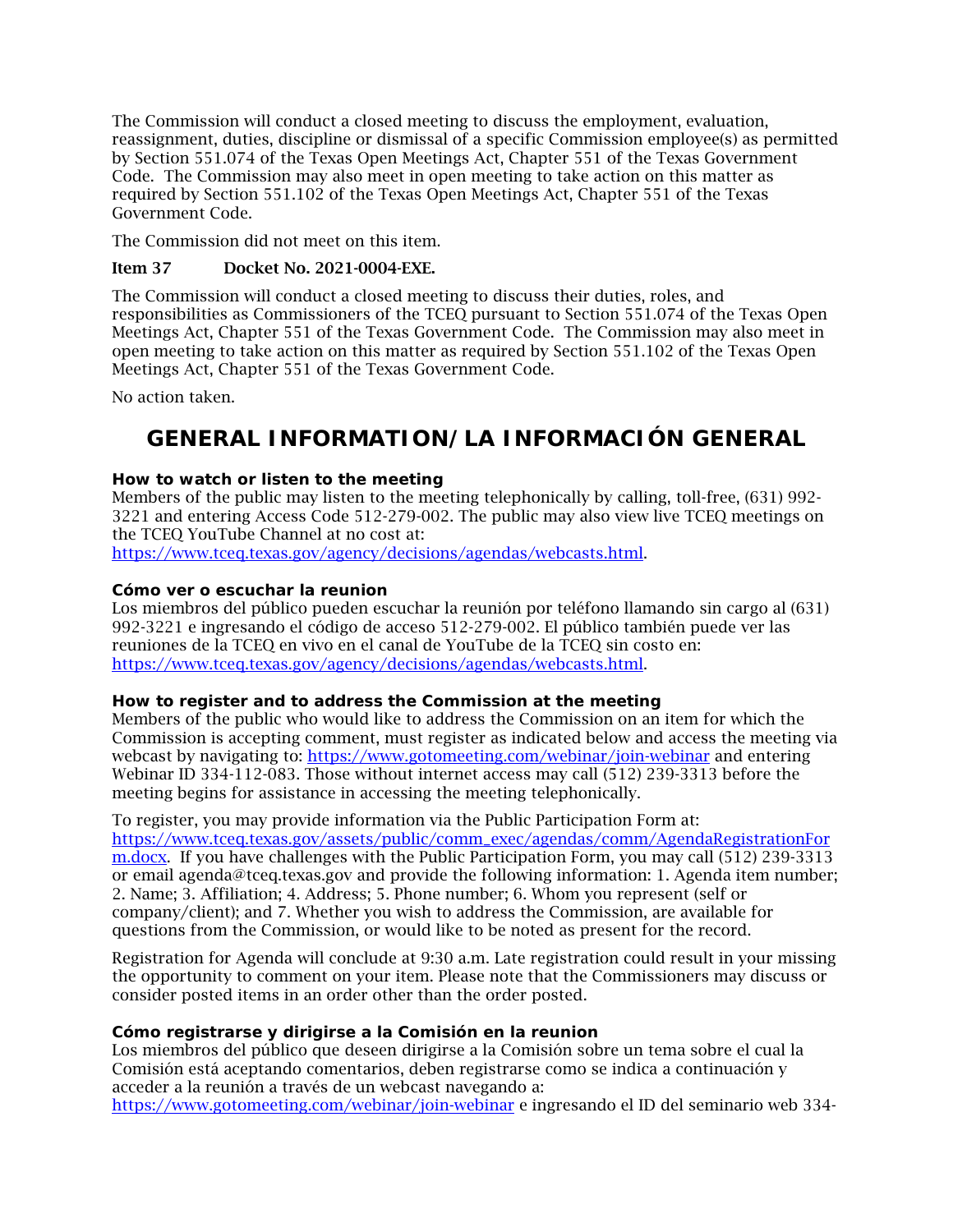The Commission will conduct a closed meeting to discuss the employment, evaluation, reassignment, duties, discipline or dismissal of a specific Commission employee(s) as permitted by Section 551.074 of the Texas Open Meetings Act, Chapter 551 of the Texas Government Code. The Commission may also meet in open meeting to take action on this matter as required by Section 551.102 of the Texas Open Meetings Act, Chapter 551 of the Texas Government Code.

The Commission did not meet on this item.

**Item 37 Docket No. 2021-0004-EXE.**

The Commission will conduct a closed meeting to discuss their duties, roles, and responsibilities as Commissioners of the TCEQ pursuant to Section 551.074 of the Texas Open Meetings Act, Chapter 551 of the Texas Government Code. The Commission may also meet in open meeting to take action on this matter as required by Section 551.102 of the Texas Open Meetings Act, Chapter 551 of the Texas Government Code.

No action taken.

# GENERAL INFORMATION/LA INFORMACIÓN GENERAL

**How to watch or listen to the meeting**

Members of the public may listen to the meeting telephonically by calling, toll-free, (631) 992-3221 and entering Access Code 512-279-002. The public may also view live TCEQ meetings on the TCEQ YouTube Channel at no cost at:
https://www.tceq.texas.gov/agency/decisions/agendas/webcasts.html.

**Cómo ver o escuchar la reunion**

Los miembros del público pueden escuchar la reunión por teléfono llamando sin cargo al (631) 992-3221 e ingresando el código de acceso 512-279-002. El público también puede ver las reuniones de la TCEQ en vivo en el canal de YouTube de la TCEQ sin costo en:
https://www.tceq.texas.gov/agency/decisions/agendas/webcasts.html.

**How to register and to address the Commission at the meeting**

Members of the public who would like to address the Commission on an item for which the Commission is accepting comment, must register as indicated below and access the meeting via webcast by navigating to: https://www.gotomeeting.com/webinar/join-webinar and entering Webinar ID 334-112-083. Those without internet access may call (512) 239-3313 before the meeting begins for assistance in accessing the meeting telephonically.

To register, you may provide information via the Public Participation Form at:
https://www.tceq.texas.gov/assets/public/comm_exec/agendas/comm/AgendaRegistrationForm.docx. If you have challenges with the Public Participation Form, you may call (512) 239-3313 or email agenda@tceq.texas.gov and provide the following information: 1. Agenda item number; 2. Name; 3. Affiliation; 4. Address; 5. Phone number; 6. Whom you represent (self or company/client); and 7. Whether you wish to address the Commission, are available for questions from the Commission, or would like to be noted as present for the record.

Registration for Agenda will conclude at 9:30 a.m. Late registration could result in your missing the opportunity to comment on your item. Please note that the Commissioners may discuss or consider posted items in an order other than the order posted.

**Cómo registrarse y dirigirse a la Comisión en la reunion**

Los miembros del público que deseen dirigirse a la Comisión sobre un tema sobre el cual la Comisión está aceptando comentarios, deben registrarse como se indica a continuación y acceder a la reunión a través de un webcast navegando a:
https://www.gotomeeting.com/webinar/join-webinar e ingresando el ID del seminario web 334-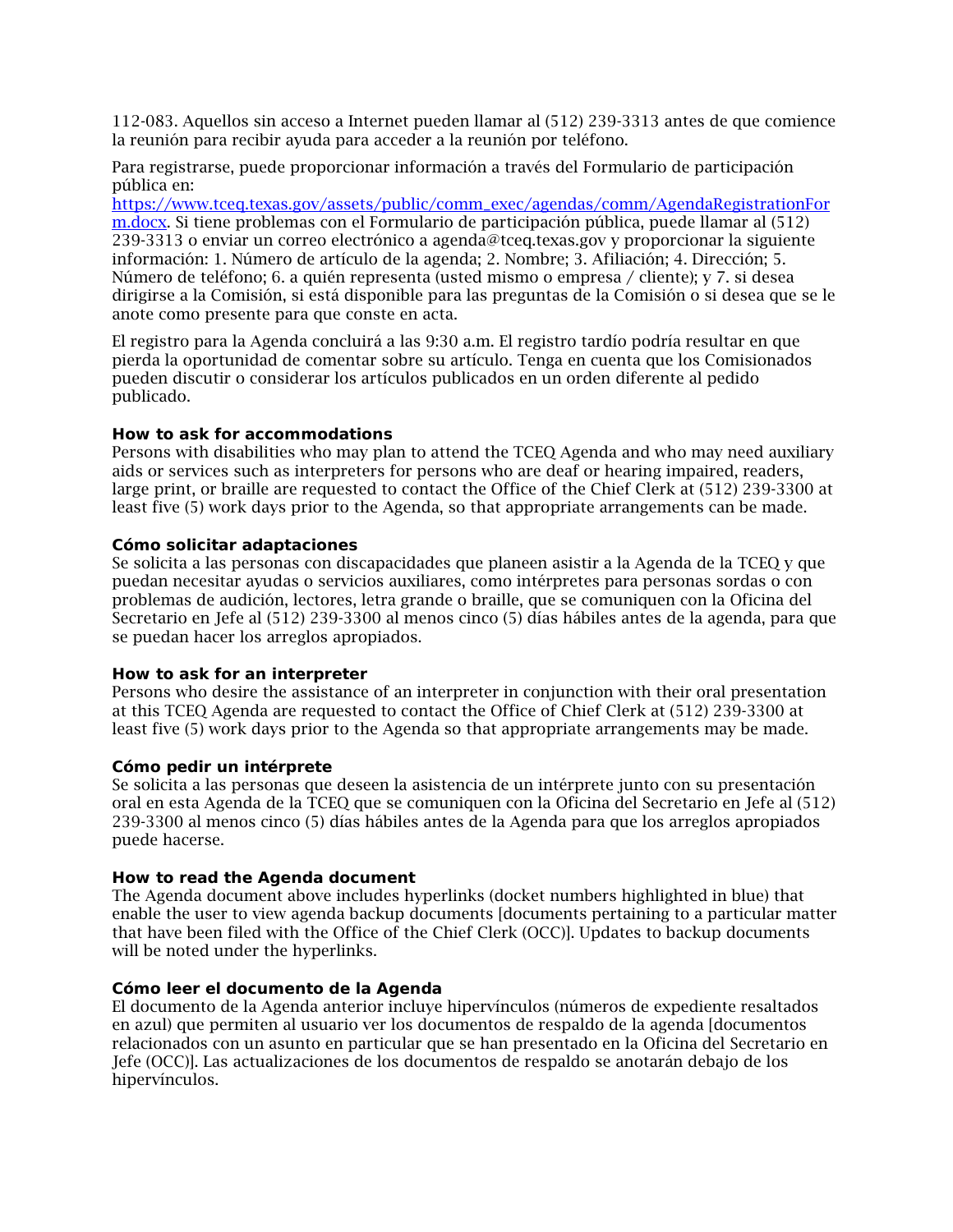112-083. Aquellos sin acceso a Internet pueden llamar al (512) 239-3313 antes de que comience la reunión para recibir ayuda para acceder a la reunión por teléfono.

Para registrarse, puede proporcionar información a través del Formulario de participación pública en: [https://www.tceq.texas.gov/assets/public/comm_exec/agendas/comm/AgendaRegistrationForm.docx](https://www.tceq.texas.gov/assets/public/comm_exec/agendas/comm/AgendaRegistrationForm.docx). Si tiene problemas con el Formulario de participación pública, puede llamar al (512) 239-3313 o enviar un correo electrónico a agenda@tceq.texas.gov y proporcionar la siguiente información: 1. Número de artículo de la agenda; 2. Nombre; 3. Afiliación; 4. Dirección; 5. Número de teléfono; 6. a quién representa (usted mismo o empresa / cliente); y 7. si desea dirigirse a la Comisión, si está disponible para las preguntas de la Comisión o si desea que se le anote como presente para que conste en acta.

El registro para la Agenda concluirá a las 9:30 a.m. El registro tardío podría resultar en que pierda la oportunidad de comentar sobre su artículo. Tenga en cuenta que los Comisionados pueden discutir o considerar los artículos publicados en un orden diferente al pedido publicado.

**How to ask for accommodations**
Persons with disabilities who may plan to attend the TCEQ Agenda and who may need auxiliary aids or services such as interpreters for persons who are deaf or hearing impaired, readers, large print, or braille are requested to contact the Office of the Chief Clerk at (512) 239-3300 at least five (5) work days prior to the Agenda, so that appropriate arrangements can be made.

**Cómo solicitar adaptaciones**
Se solicita a las personas con discapacidades que planeen asistir a la Agenda de la TCEQ y que puedan necesitar ayudas o servicios auxiliares, como intérpretes para personas sordas o con problemas de audición, lectores, letra grande o braille, que se comuniquen con la Oficina del Secretario en Jefe al (512) 239-3300 al menos cinco (5) días hábiles antes de la agenda, para que se puedan hacer los arreglos apropiados.

**How to ask for an interpreter**
Persons who desire the assistance of an interpreter in conjunction with their oral presentation at this TCEQ Agenda are requested to contact the Office of Chief Clerk at (512) 239-3300 at least five (5) work days prior to the Agenda so that appropriate arrangements may be made.

**Cómo pedir un intérprete**
Se solicita a las personas que deseen la asistencia de un intérprete junto con su presentación oral en esta Agenda de la TCEQ que se comuniquen con la Oficina del Secretario en Jefe al (512) 239-3300 al menos cinco (5) días hábiles antes de la Agenda para que los arreglos apropiados puede hacerse.

**How to read the Agenda document**
The Agenda document above includes hyperlinks (docket numbers highlighted in blue) that enable the user to view agenda backup documents [documents pertaining to a particular matter that have been filed with the Office of the Chief Clerk (OCC)]. Updates to backup documents will be noted under the hyperlinks.

**Cómo leer el documento de la Agenda**
El documento de la Agenda anterior incluye hipervínculos (números de expediente resaltados en azul) que permiten al usuario ver los documentos de respaldo de la agenda [documentos relacionados con un asunto en particular que se han presentado en la Oficina del Secretario en Jefe (OCC)]. Las actualizaciones de los documentos de respaldo se anotarán debajo de los hipervínculos.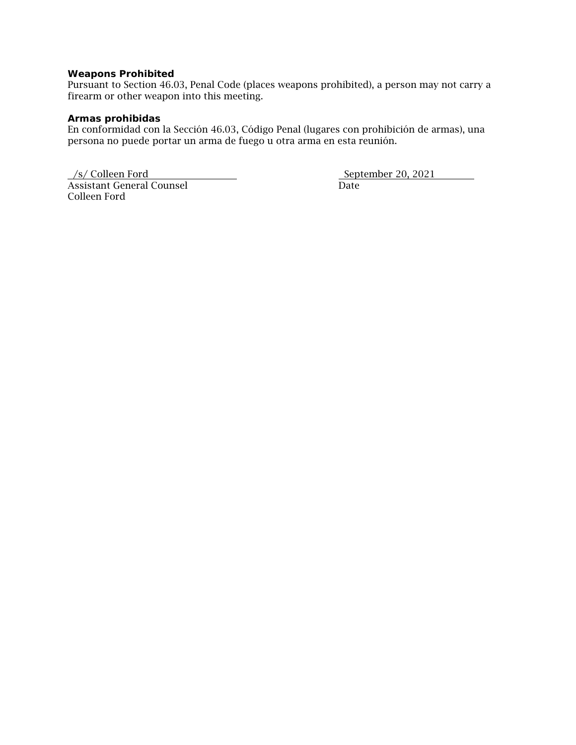**Weapons Prohibited**
Pursuant to Section 46.03, Penal Code (places weapons prohibited), a person may not carry a firearm or other weapon into this meeting.

**Armas prohibidas**
En conformidad con la Sección 46.03, Código Penal (lugares con prohibición de armas), una persona no puede portar un arma de fuego u otra arma en esta reunión.

/s/ Colleen Ford
Assistant General Counsel
Colleen Ford

September 20, 2021
Date